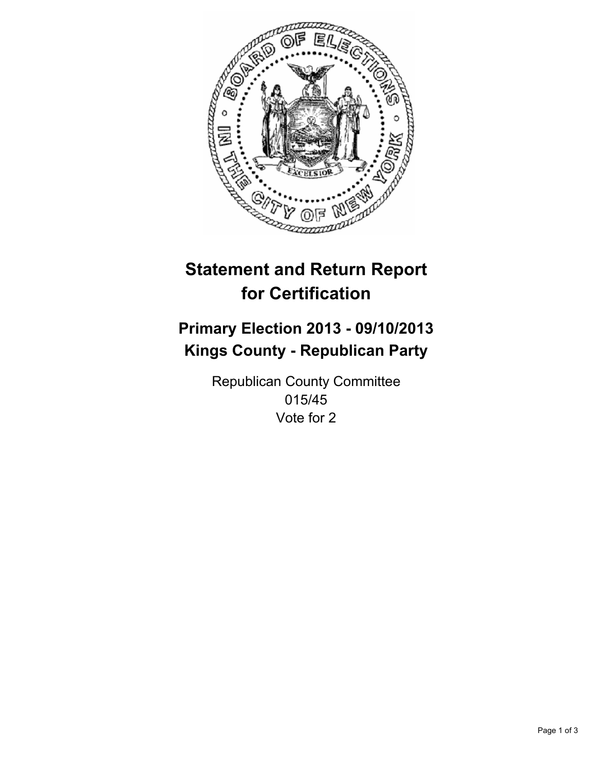# Statement and Return Report for Certification

## Primary Election 2013 - 09/10/2013
## Kings County - Republican Party

Republican County Committee
015/45
Vote for 2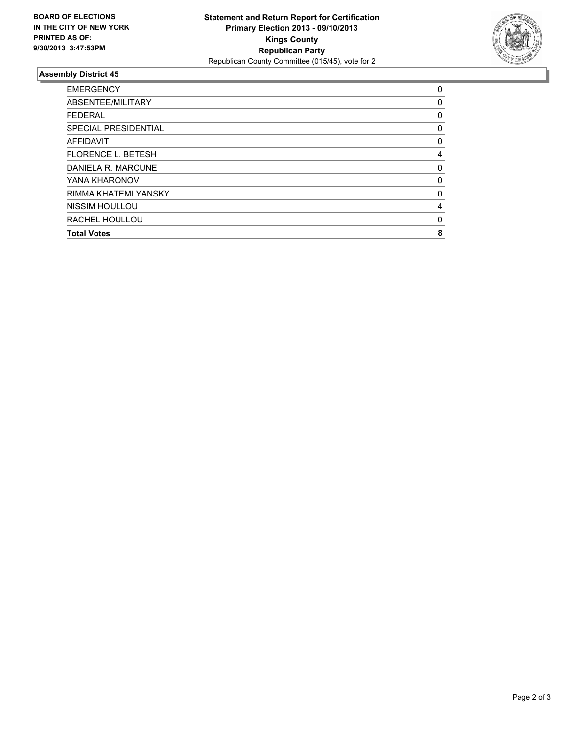**BOARD OF ELECTIONS IN THE CITY OF NEW YORK PRINTED AS OF: 9/30/2013 3:47:53PM**

**Statement and Return Report for Certification**
**Primary Election 2013 - 09/10/2013**
**Kings County**
**Republican Party**
Republican County Committee (015/45), vote for 2

## Assembly District 45

| | |
|---|---|
| EMERGENCY | 0 |
| ABSENTEE/MILITARY | 0 |
| FEDERAL | 0 |
| SPECIAL PRESIDENTIAL | 0 |
| AFFIDAVIT | 0 |
| FLORENCE L. BETESH | 4 |
| DANIELA R. MARCUNE | 0 |
| YANA KHARONOV | 0 |
| RIMMA KHATEMLYANSKY | 0 |
| NISSIM HOULLOU | 4 |
| RACHEL HOULLOU | 0 |
| **Total Votes** | **8** |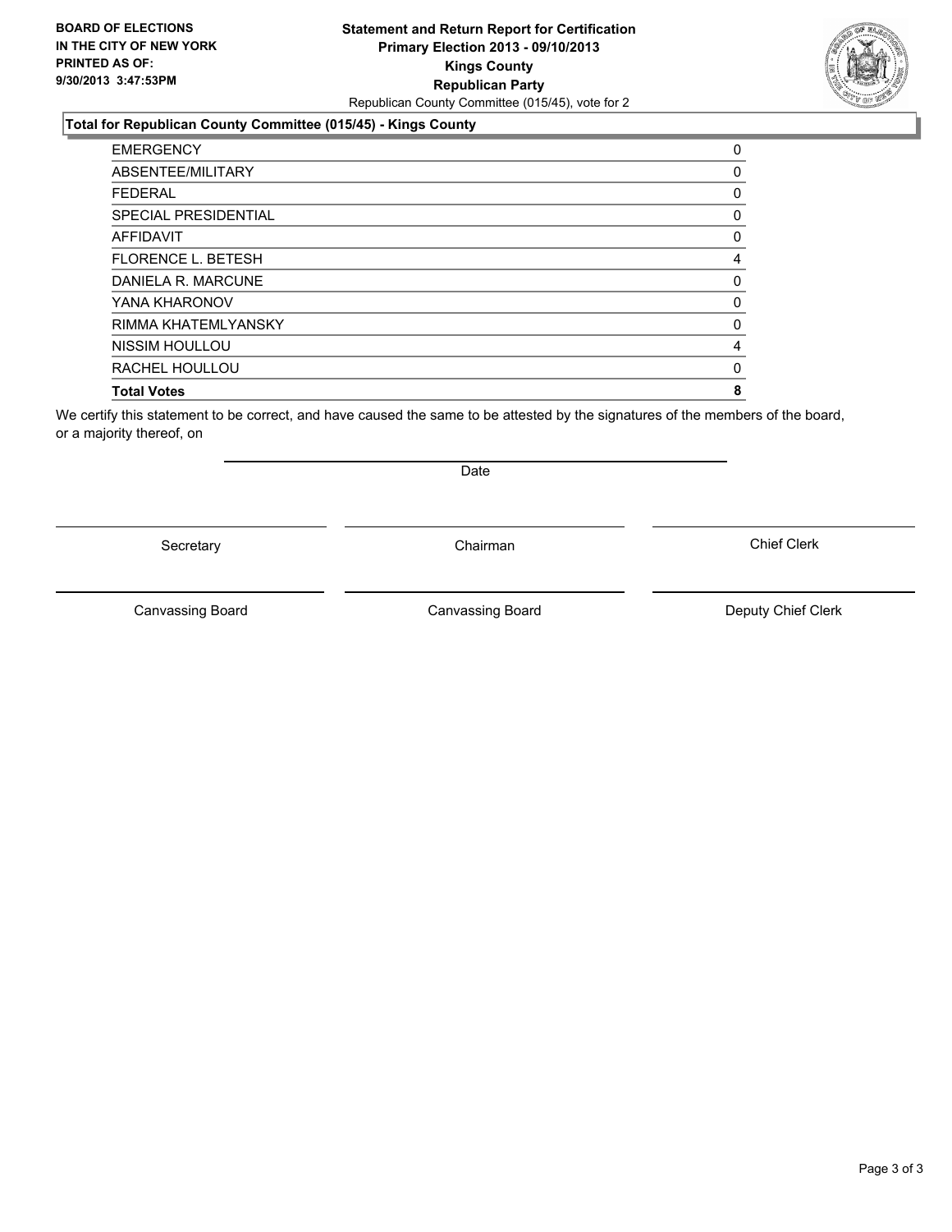**BOARD OF ELECTIONS IN THE CITY OF NEW YORK PRINTED AS OF: 9/30/2013 3:47:53PM**

**Statement and Return Report for Certification**
**Primary Election 2013 - 09/10/2013**
**Kings County**
**Republican Party**
Republican County Committee (015/45), vote for 2

### Total for Republican County Committee (015/45) - Kings County

| | |
|---|---|
| EMERGENCY | 0 |
| ABSENTEE/MILITARY | 0 |
| FEDERAL | 0 |
| SPECIAL PRESIDENTIAL | 0 |
| AFFIDAVIT | 0 |
| FLORENCE L. BETESH | 4 |
| DANIELA R. MARCUNE | 0 |
| YANA KHARONOV | 0 |
| RIMMA KHATEMLYANSKY | 0 |
| NISSIM HOULLOU | 4 |
| RACHEL HOULLOU | 0 |
| **Total Votes** | **8** |

We certify this statement to be correct, and have caused the same to be attested by the signatures of the members of the board, or a majority thereof, on

Date

Secretary

Chairman

Chief Clerk

Canvassing Board

Canvassing Board

Deputy Chief Clerk